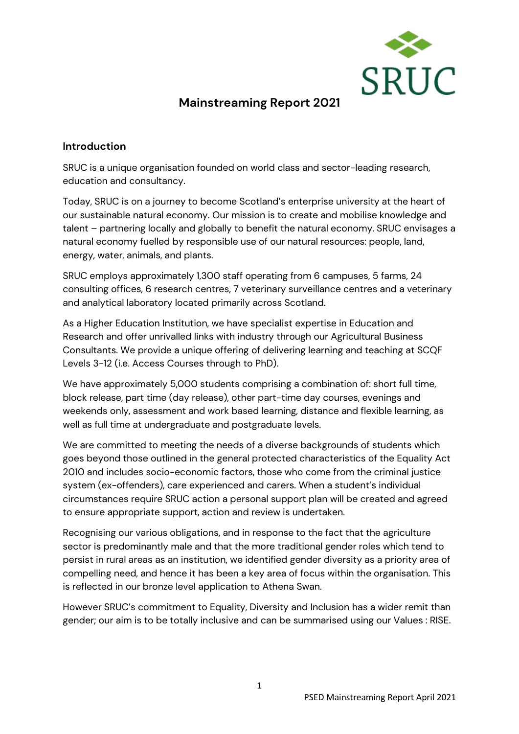# Mainstreaming Report 2021

## Introduction

SRUC is a unique organisation founded on world class and sector-leading research, education and consultancy.

Today, SRUC is on a journey to become Scotland's enterprise university at the heart of our sustainable natural economy. Our mission is to create and mobilise knowledge and talent – partnering locally and globally to benefit the natural economy. SRUC envisages a natural economy fuelled by responsible use of our natural resources: people, land, energy, water, animals, and plants.

SRUC employs approximately 1,300 staff operating from 6 campuses, 5 farms, 24 consulting offices, 6 research centres, 7 veterinary surveillance centres and a veterinary and analytical laboratory located primarily across Scotland.

As a Higher Education Institution, we have specialist expertise in Education and Research and offer unrivalled links with industry through our Agricultural Business Consultants. We provide a unique offering of delivering learning and teaching at SCQF Levels 3-12 (i.e. Access Courses through to PhD).

We have approximately 5,000 students comprising a combination of: short full time, block release, part time (day release), other part-time day courses, evenings and weekends only, assessment and work based learning, distance and flexible learning, as well as full time at undergraduate and postgraduate levels.

We are committed to meeting the needs of a diverse backgrounds of students which goes beyond those outlined in the general protected characteristics of the Equality Act 2010 and includes socio-economic factors, those who come from the criminal justice system (ex-offenders), care experienced and carers. When a student's individual circumstances require SRUC action a personal support plan will be created and agreed to ensure appropriate support, action and review is undertaken.

Recognising our various obligations, and in response to the fact that the agriculture sector is predominantly male and that the more traditional gender roles which tend to persist in rural areas as an institution, we identified gender diversity as a priority area of compelling need, and hence it has been a key area of focus within the organisation. This is reflected in our bronze level application to Athena Swan.

However SRUC's commitment to Equality, Diversity and Inclusion has a wider remit than gender; our aim is to be totally inclusive and can be summarised using our Values : RISE.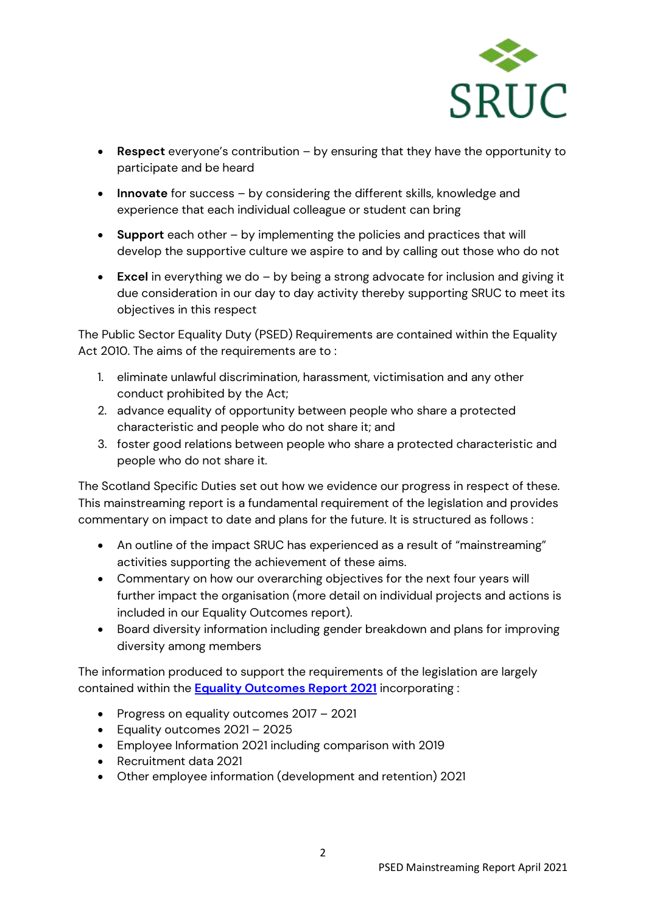- **Respect** everyone's contribution – by ensuring that they have the opportunity to participate and be heard
- **Innovate** for success – by considering the different skills, knowledge and experience that each individual colleague or student can bring
- **Support** each other – by implementing the policies and practices that will develop the supportive culture we aspire to and by calling out those who do not
- **Excel** in everything we do – by being a strong advocate for inclusion and giving it due consideration in our day to day activity thereby supporting SRUC to meet its objectives in this respect

The Public Sector Equality Duty (PSED) Requirements are contained within the Equality Act 2010. The aims of the requirements are to :

1. eliminate unlawful discrimination, harassment, victimisation and any other conduct prohibited by the Act;
2. advance equality of opportunity between people who share a protected characteristic and people who do not share it; and
3. foster good relations between people who share a protected characteristic and people who do not share it.

The Scotland Specific Duties set out how we evidence our progress in respect of these. This mainstreaming report is a fundamental requirement of the legislation and provides commentary on impact to date and plans for the future. It is structured as follows :

- An outline of the impact SRUC has experienced as a result of "mainstreaming" activities supporting the achievement of these aims.
- Commentary on how our overarching objectives for the next four years will further impact the organisation (more detail on individual projects and actions is included in our Equality Outcomes report).
- Board diversity information including gender breakdown and plans for improving diversity among members

The information produced to support the requirements of the legislation are largely contained within the **Equality Outcomes Report 2021** incorporating :

- Progress on equality outcomes 2017 – 2021
- Equality outcomes 2021 – 2025
- Employee Information 2021 including comparison with 2019
- Recruitment data 2021
- Other employee information (development and retention) 2021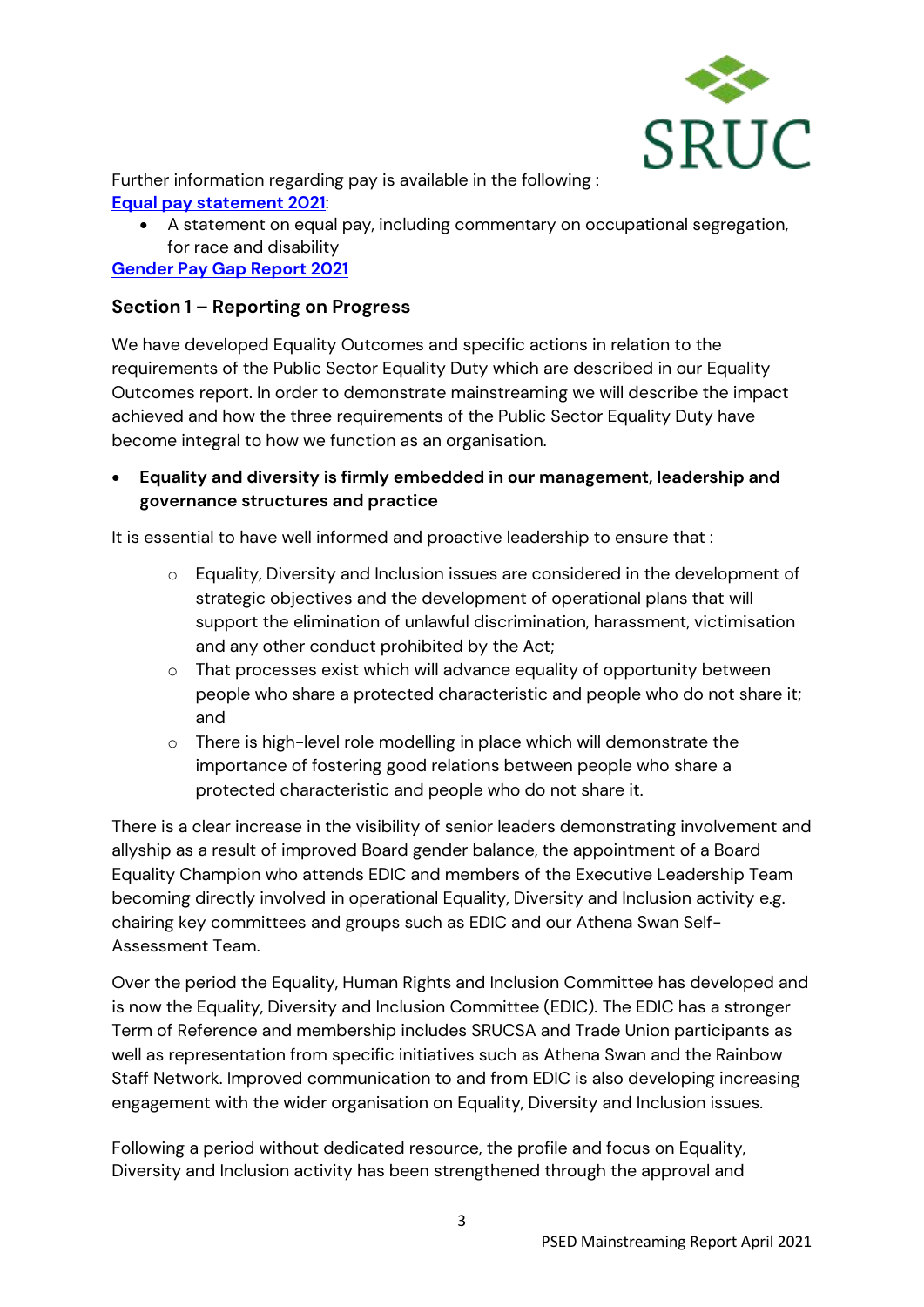Further information regarding pay is available in the following :
**Equal pay statement 2021**:

- A statement on equal pay, including commentary on occupational segregation, for race and disability

**Gender Pay Gap Report 2021**

### Section 1 – Reporting on Progress

We have developed Equality Outcomes and specific actions in relation to the requirements of the Public Sector Equality Duty which are described in our Equality Outcomes report. In order to demonstrate mainstreaming we will describe the impact achieved and how the three requirements of the Public Sector Equality Duty have become integral to how we function as an organisation.

- **Equality and diversity is firmly embedded in our management, leadership and governance structures and practice**

It is essential to have well informed and proactive leadership to ensure that :

- Equality, Diversity and Inclusion issues are considered in the development of strategic objectives and the development of operational plans that will support the elimination of unlawful discrimination, harassment, victimisation and any other conduct prohibited by the Act;
- That processes exist which will advance equality of opportunity between people who share a protected characteristic and people who do not share it; and
- There is high-level role modelling in place which will demonstrate the importance of fostering good relations between people who share a protected characteristic and people who do not share it.

There is a clear increase in the visibility of senior leaders demonstrating involvement and allyship as a result of improved Board gender balance, the appointment of a Board Equality Champion who attends EDIC and members of the Executive Leadership Team becoming directly involved in operational Equality, Diversity and Inclusion activity e.g. chairing key committees and groups such as EDIC and our Athena Swan Self-Assessment Team.

Over the period the Equality, Human Rights and Inclusion Committee has developed and is now the Equality, Diversity and Inclusion Committee (EDIC). The EDIC has a stronger Term of Reference and membership includes SRUCSA and Trade Union participants as well as representation from specific initiatives such as Athena Swan and the Rainbow Staff Network. Improved communication to and from EDIC is also developing increasing engagement with the wider organisation on Equality, Diversity and Inclusion issues.

Following a period without dedicated resource, the profile and focus on Equality, Diversity and Inclusion activity has been strengthened through the approval and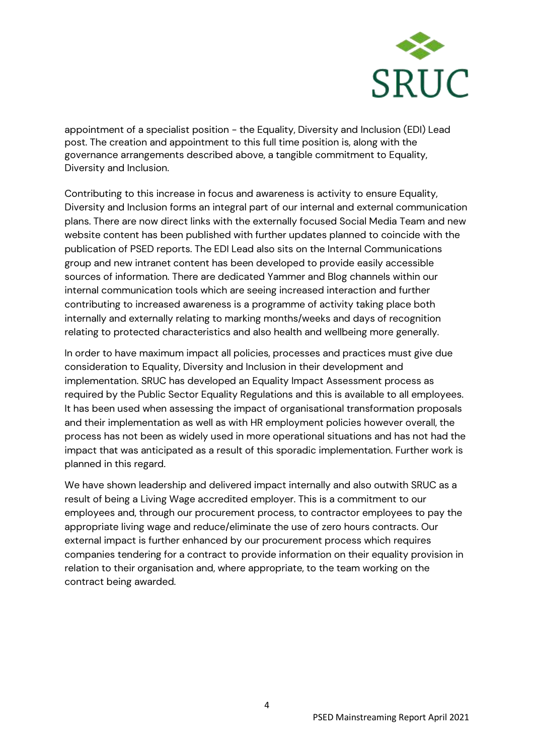appointment of a specialist position - the Equality, Diversity and Inclusion (EDI) Lead post. The creation and appointment to this full time position is, along with the governance arrangements described above, a tangible commitment to Equality, Diversity and Inclusion.

Contributing to this increase in focus and awareness is activity to ensure Equality, Diversity and Inclusion forms an integral part of our internal and external communication plans. There are now direct links with the externally focused Social Media Team and new website content has been published with further updates planned to coincide with the publication of PSED reports. The EDI Lead also sits on the Internal Communications group and new intranet content has been developed to provide easily accessible sources of information. There are dedicated Yammer and Blog channels within our internal communication tools which are seeing increased interaction and further contributing to increased awareness is a programme of activity taking place both internally and externally relating to marking months/weeks and days of recognition relating to protected characteristics and also health and wellbeing more generally.

In order to have maximum impact all policies, processes and practices must give due consideration to Equality, Diversity and Inclusion in their development and implementation. SRUC has developed an Equality Impact Assessment process as required by the Public Sector Equality Regulations and this is available to all employees. It has been used when assessing the impact of organisational transformation proposals and their implementation as well as with HR employment policies however overall, the process has not been as widely used in more operational situations and has not had the impact that was anticipated as a result of this sporadic implementation. Further work is planned in this regard.

We have shown leadership and delivered impact internally and also outwith SRUC as a result of being a Living Wage accredited employer. This is a commitment to our employees and, through our procurement process, to contractor employees to pay the appropriate living wage and reduce/eliminate the use of zero hours contracts. Our external impact is further enhanced by our procurement process which requires companies tendering for a contract to provide information on their equality provision in relation to their organisation and, where appropriate, to the team working on the contract being awarded.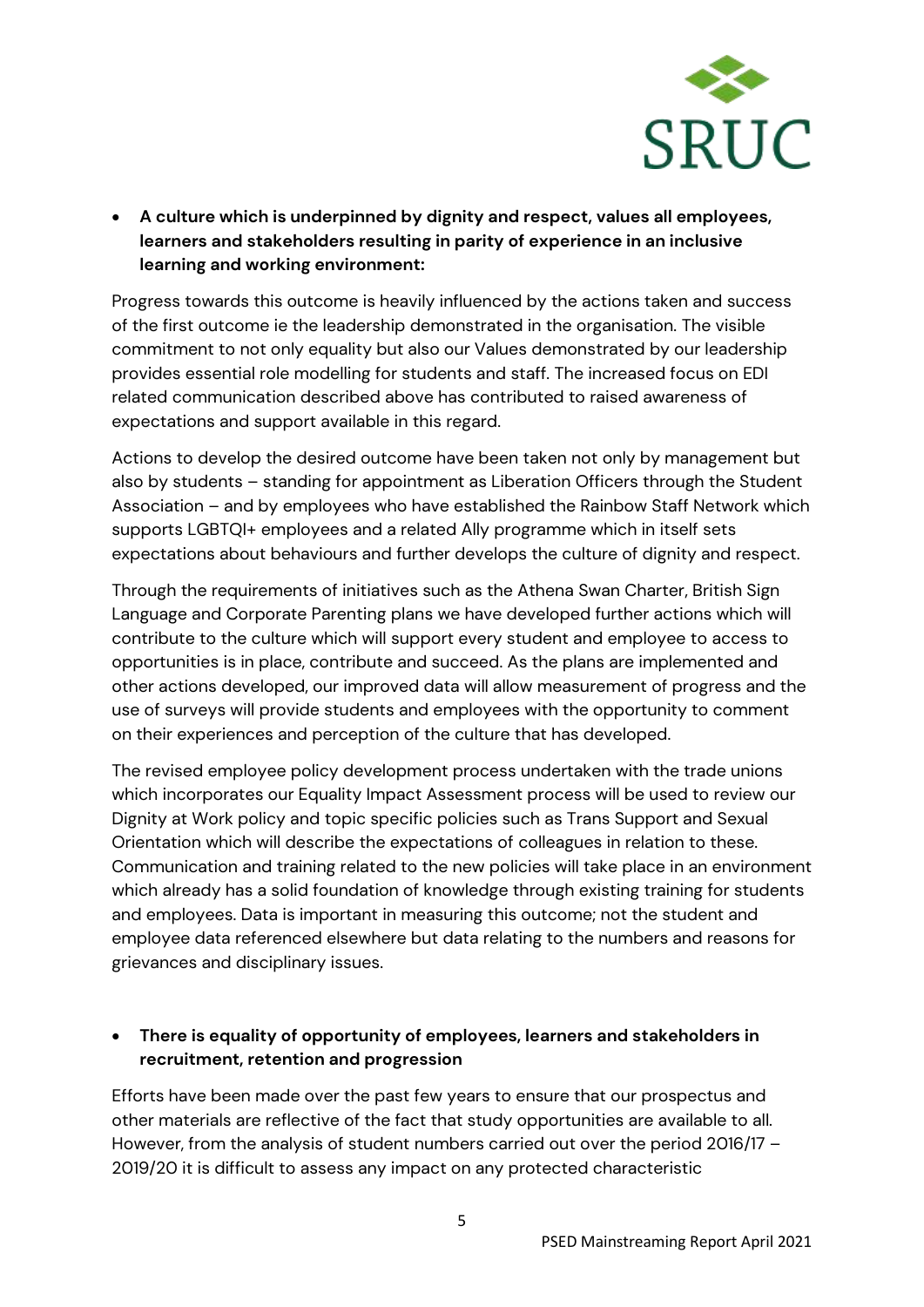- **A culture which is underpinned by dignity and respect, values all employees, learners and stakeholders resulting in parity of experience in an inclusive learning and working environment:**

Progress towards this outcome is heavily influenced by the actions taken and success of the first outcome ie the leadership demonstrated in the organisation. The visible commitment to not only equality but also our Values demonstrated by our leadership provides essential role modelling for students and staff. The increased focus on EDI related communication described above has contributed to raised awareness of expectations and support available in this regard.

Actions to develop the desired outcome have been taken not only by management but also by students – standing for appointment as Liberation Officers through the Student Association – and by employees who have established the Rainbow Staff Network which supports LGBTQI+ employees and a related Ally programme which in itself sets expectations about behaviours and further develops the culture of dignity and respect.

Through the requirements of initiatives such as the Athena Swan Charter, British Sign Language and Corporate Parenting plans we have developed further actions which will contribute to the culture which will support every student and employee to access to opportunities is in place, contribute and succeed. As the plans are implemented and other actions developed, our improved data will allow measurement of progress and the use of surveys will provide students and employees with the opportunity to comment on their experiences and perception of the culture that has developed.

The revised employee policy development process undertaken with the trade unions which incorporates our Equality Impact Assessment process will be used to review our Dignity at Work policy and topic specific policies such as Trans Support and Sexual Orientation which will describe the expectations of colleagues in relation to these. Communication and training related to the new policies will take place in an environment which already has a solid foundation of knowledge through existing training for students and employees. Data is important in measuring this outcome; not the student and employee data referenced elsewhere but data relating to the numbers and reasons for grievances and disciplinary issues.

- **There is equality of opportunity of employees, learners and stakeholders in recruitment, retention and progression**

Efforts have been made over the past few years to ensure that our prospectus and other materials are reflective of the fact that study opportunities are available to all. However, from the analysis of student numbers carried out over the period 2016/17 – 2019/20 it is difficult to assess any impact on any protected characteristic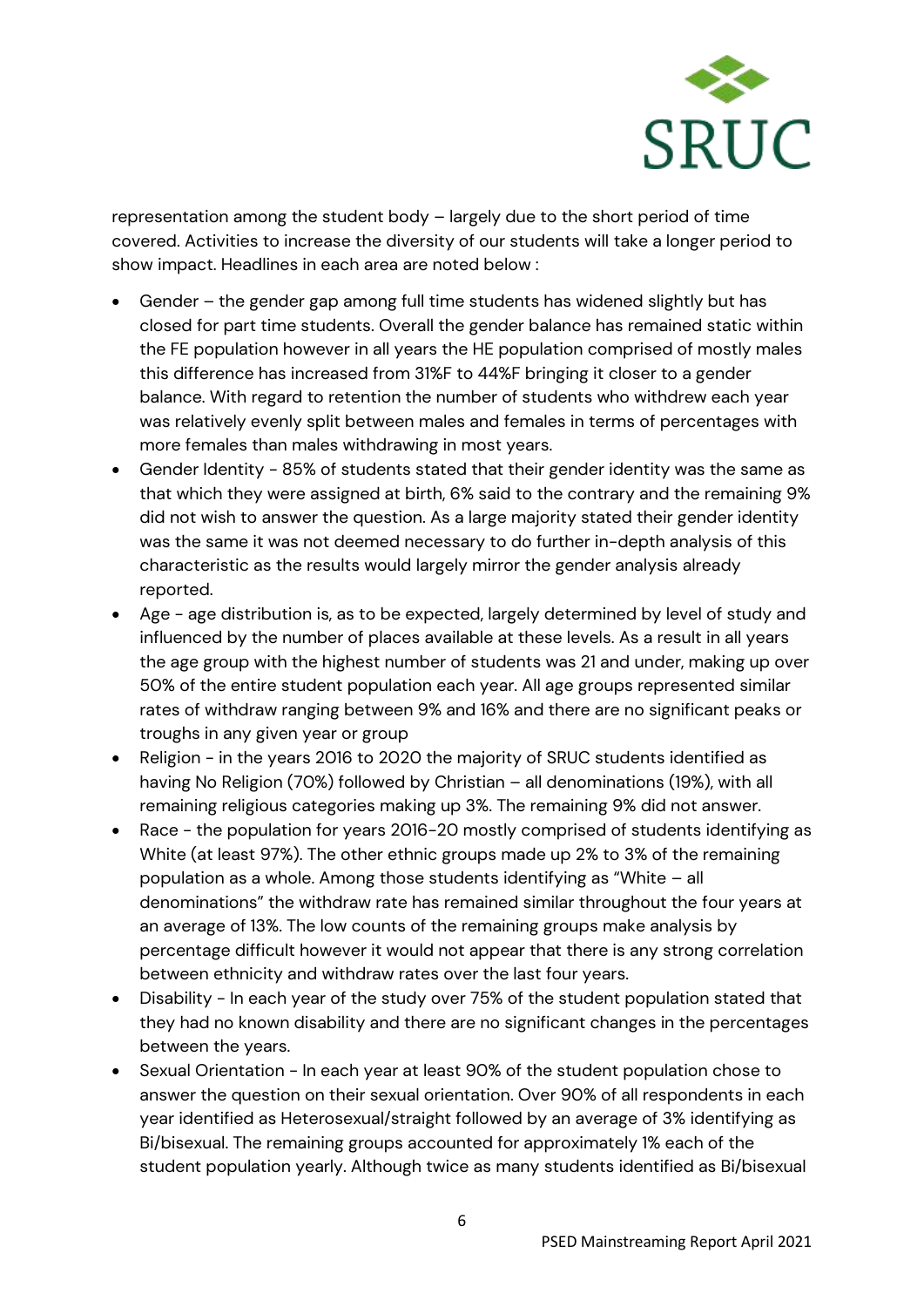representation among the student body – largely due to the short period of time covered. Activities to increase the diversity of our students will take a longer period to show impact. Headlines in each area are noted below :

- Gender – the gender gap among full time students has widened slightly but has closed for part time students. Overall the gender balance has remained static within the FE population however in all years the HE population comprised of mostly males this difference has increased from 31%F to 44%F bringing it closer to a gender balance. With regard to retention the number of students who withdrew each year was relatively evenly split between males and females in terms of percentages with more females than males withdrawing in most years.
- Gender Identity - 85% of students stated that their gender identity was the same as that which they were assigned at birth, 6% said to the contrary and the remaining 9% did not wish to answer the question. As a large majority stated their gender identity was the same it was not deemed necessary to do further in-depth analysis of this characteristic as the results would largely mirror the gender analysis already reported.
- Age - age distribution is, as to be expected, largely determined by level of study and influenced by the number of places available at these levels. As a result in all years the age group with the highest number of students was 21 and under, making up over 50% of the entire student population each year. All age groups represented similar rates of withdraw ranging between 9% and 16% and there are no significant peaks or troughs in any given year or group
- Religion - in the years 2016 to 2020 the majority of SRUC students identified as having No Religion (70%) followed by Christian – all denominations (19%), with all remaining religious categories making up 3%. The remaining 9% did not answer.
- Race - the population for years 2016-20 mostly comprised of students identifying as White (at least 97%). The other ethnic groups made up 2% to 3% of the remaining population as a whole. Among those students identifying as "White – all denominations" the withdraw rate has remained similar throughout the four years at an average of 13%. The low counts of the remaining groups make analysis by percentage difficult however it would not appear that there is any strong correlation between ethnicity and withdraw rates over the last four years.
- Disability - In each year of the study over 75% of the student population stated that they had no known disability and there are no significant changes in the percentages between the years.
- Sexual Orientation - In each year at least 90% of the student population chose to answer the question on their sexual orientation. Over 90% of all respondents in each year identified as Heterosexual/straight followed by an average of 3% identifying as Bi/bisexual. The remaining groups accounted for approximately 1% each of the student population yearly. Although twice as many students identified as Bi/bisexual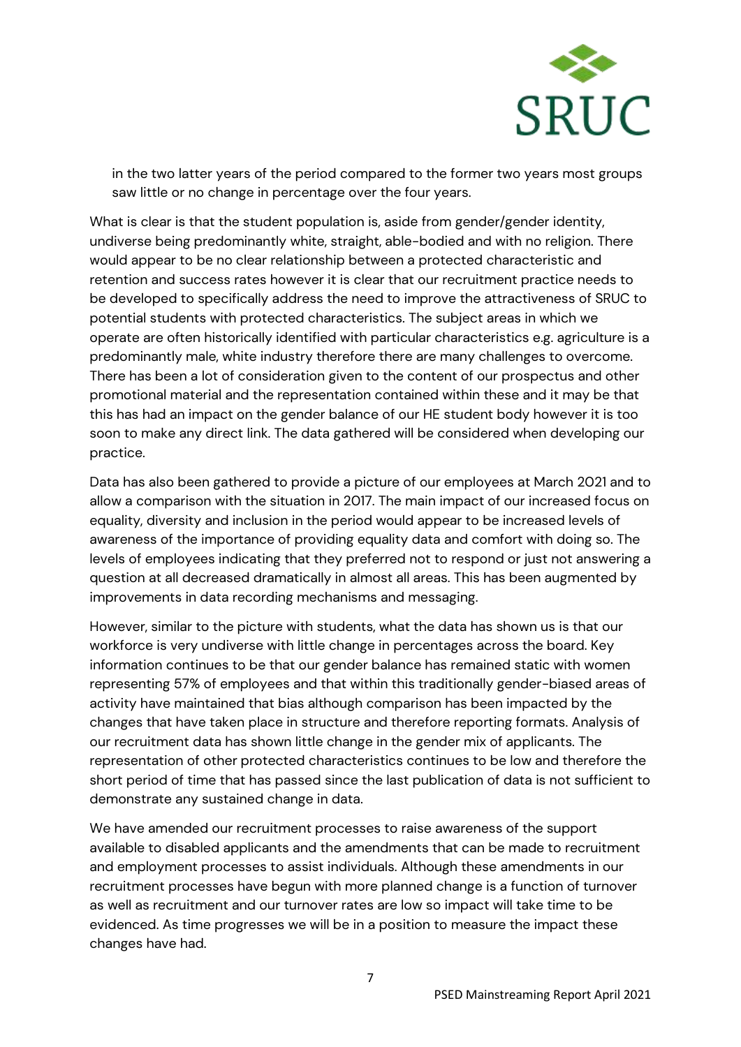in the two latter years of the period compared to the former two years most groups saw little or no change in percentage over the four years.

What is clear is that the student population is, aside from gender/gender identity, undiverse being predominantly white, straight, able-bodied and with no religion. There would appear to be no clear relationship between a protected characteristic and retention and success rates however it is clear that our recruitment practice needs to be developed to specifically address the need to improve the attractiveness of SRUC to potential students with protected characteristics. The subject areas in which we operate are often historically identified with particular characteristics e.g. agriculture is a predominantly male, white industry therefore there are many challenges to overcome. There has been a lot of consideration given to the content of our prospectus and other promotional material and the representation contained within these and it may be that this has had an impact on the gender balance of our HE student body however it is too soon to make any direct link. The data gathered will be considered when developing our practice.

Data has also been gathered to provide a picture of our employees at March 2021 and to allow a comparison with the situation in 2017. The main impact of our increased focus on equality, diversity and inclusion in the period would appear to be increased levels of awareness of the importance of providing equality data and comfort with doing so. The levels of employees indicating that they preferred not to respond or just not answering a question at all decreased dramatically in almost all areas. This has been augmented by improvements in data recording mechanisms and messaging.

However, similar to the picture with students, what the data has shown us is that our workforce is very undiverse with little change in percentages across the board. Key information continues to be that our gender balance has remained static with women representing 57% of employees and that within this traditionally gender-biased areas of activity have maintained that bias although comparison has been impacted by the changes that have taken place in structure and therefore reporting formats. Analysis of our recruitment data has shown little change in the gender mix of applicants. The representation of other protected characteristics continues to be low and therefore the short period of time that has passed since the last publication of data is not sufficient to demonstrate any sustained change in data.

We have amended our recruitment processes to raise awareness of the support available to disabled applicants and the amendments that can be made to recruitment and employment processes to assist individuals. Although these amendments in our recruitment processes have begun with more planned change is a function of turnover as well as recruitment and our turnover rates are low so impact will take time to be evidenced. As time progresses we will be in a position to measure the impact these changes have had.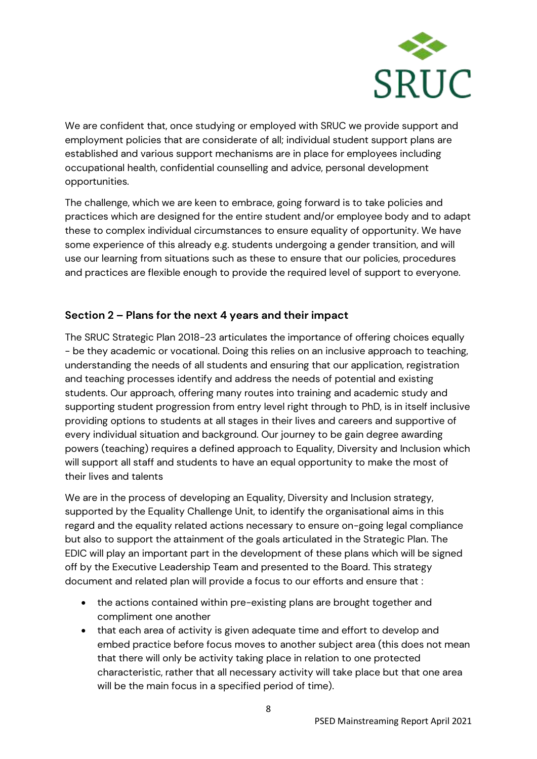We are confident that, once studying or employed with SRUC we provide support and employment policies that are considerate of all; individual student support plans are established and various support mechanisms are in place for employees including occupational health, confidential counselling and advice, personal development opportunities.

The challenge, which we are keen to embrace, going forward is to take policies and practices which are designed for the entire student and/or employee body and to adapt these to complex individual circumstances to ensure equality of opportunity. We have some experience of this already e.g. students undergoing a gender transition, and will use our learning from situations such as these to ensure that our policies, procedures and practices are flexible enough to provide the required level of support to everyone.

## Section 2 – Plans for the next 4 years and their impact

The SRUC Strategic Plan 2018-23 articulates the importance of offering choices equally - be they academic or vocational. Doing this relies on an inclusive approach to teaching, understanding the needs of all students and ensuring that our application, registration and teaching processes identify and address the needs of potential and existing students. Our approach, offering many routes into training and academic study and supporting student progression from entry level right through to PhD, is in itself inclusive providing options to students at all stages in their lives and careers and supportive of every individual situation and background. Our journey to be gain degree awarding powers (teaching) requires a defined approach to Equality, Diversity and Inclusion which will support all staff and students to have an equal opportunity to make the most of their lives and talents

We are in the process of developing an Equality, Diversity and Inclusion strategy, supported by the Equality Challenge Unit, to identify the organisational aims in this regard and the equality related actions necessary to ensure on-going legal compliance but also to support the attainment of the goals articulated in the Strategic Plan. The EDIC will play an important part in the development of these plans which will be signed off by the Executive Leadership Team and presented to the Board. This strategy document and related plan will provide a focus to our efforts and ensure that :

- the actions contained within pre-existing plans are brought together and compliment one another
- that each area of activity is given adequate time and effort to develop and embed practice before focus moves to another subject area (this does not mean that there will only be activity taking place in relation to one protected characteristic, rather that all necessary activity will take place but that one area will be the main focus in a specified period of time).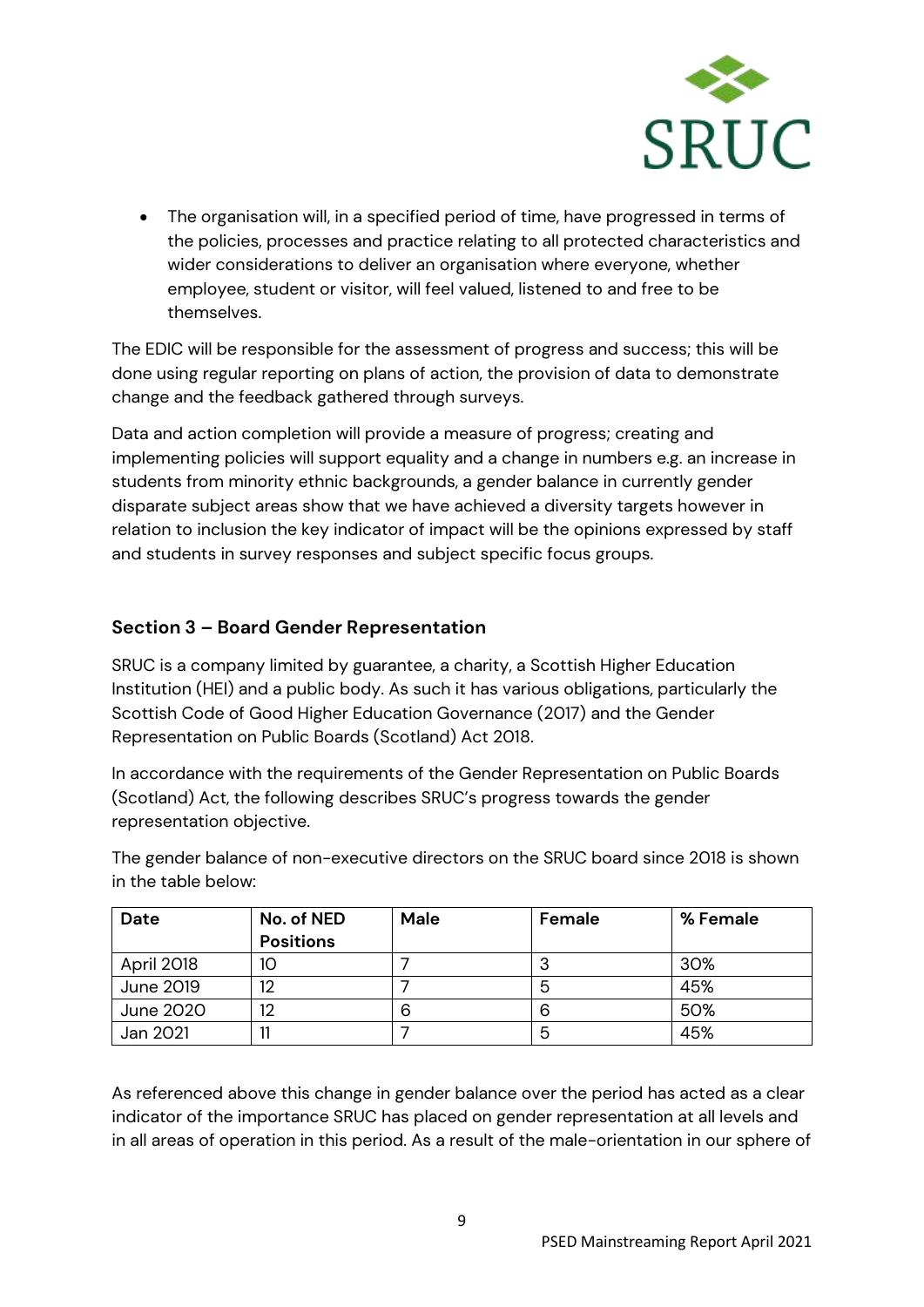- The organisation will, in a specified period of time, have progressed in terms of the policies, processes and practice relating to all protected characteristics and wider considerations to deliver an organisation where everyone, whether employee, student or visitor, will feel valued, listened to and free to be themselves.

The EDIC will be responsible for the assessment of progress and success; this will be done using regular reporting on plans of action, the provision of data to demonstrate change and the feedback gathered through surveys.

Data and action completion will provide a measure of progress; creating and implementing policies will support equality and a change in numbers e.g. an increase in students from minority ethnic backgrounds, a gender balance in currently gender disparate subject areas show that we have achieved a diversity targets however in relation to inclusion the key indicator of impact will be the opinions expressed by staff and students in survey responses and subject specific focus groups.

### Section 3 – Board Gender Representation

SRUC is a company limited by guarantee, a charity, a Scottish Higher Education Institution (HEI) and a public body. As such it has various obligations, particularly the Scottish Code of Good Higher Education Governance (2017) and the Gender Representation on Public Boards (Scotland) Act 2018.

In accordance with the requirements of the Gender Representation on Public Boards (Scotland) Act, the following describes SRUC's progress towards the gender representation objective.

The gender balance of non-executive directors on the SRUC board since 2018 is shown in the table below:

| Date | No. of NED Positions | Male | Female | % Female |
|---|---|---|---|---|
| April 2018 | 10 | 7 | 3 | 30% |
| June 2019 | 12 | 7 | 5 | 45% |
| June 2020 | 12 | 6 | 6 | 50% |
| Jan 2021 | 11 | 7 | 5 | 45% |

As referenced above this change in gender balance over the period has acted as a clear indicator of the importance SRUC has placed on gender representation at all levels and in all areas of operation in this period. As a result of the male-orientation in our sphere of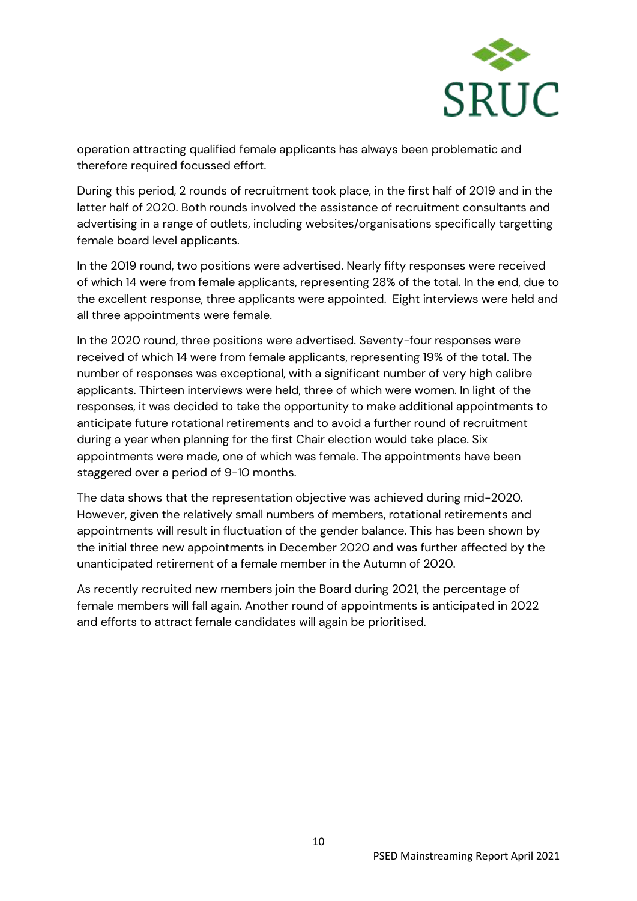operation attracting qualified female applicants has always been problematic and therefore required focussed effort.

During this period, 2 rounds of recruitment took place, in the first half of 2019 and in the latter half of 2020. Both rounds involved the assistance of recruitment consultants and advertising in a range of outlets, including websites/organisations specifically targetting female board level applicants.

In the 2019 round, two positions were advertised. Nearly fifty responses were received of which 14 were from female applicants, representing 28% of the total. In the end, due to the excellent response, three applicants were appointed. Eight interviews were held and all three appointments were female.

In the 2020 round, three positions were advertised. Seventy-four responses were received of which 14 were from female applicants, representing 19% of the total. The number of responses was exceptional, with a significant number of very high calibre applicants. Thirteen interviews were held, three of which were women. In light of the responses, it was decided to take the opportunity to make additional appointments to anticipate future rotational retirements and to avoid a further round of recruitment during a year when planning for the first Chair election would take place. Six appointments were made, one of which was female. The appointments have been staggered over a period of 9-10 months.

The data shows that the representation objective was achieved during mid-2020. However, given the relatively small numbers of members, rotational retirements and appointments will result in fluctuation of the gender balance. This has been shown by the initial three new appointments in December 2020 and was further affected by the unanticipated retirement of a female member in the Autumn of 2020.

As recently recruited new members join the Board during 2021, the percentage of female members will fall again. Another round of appointments is anticipated in 2022 and efforts to attract female candidates will again be prioritised.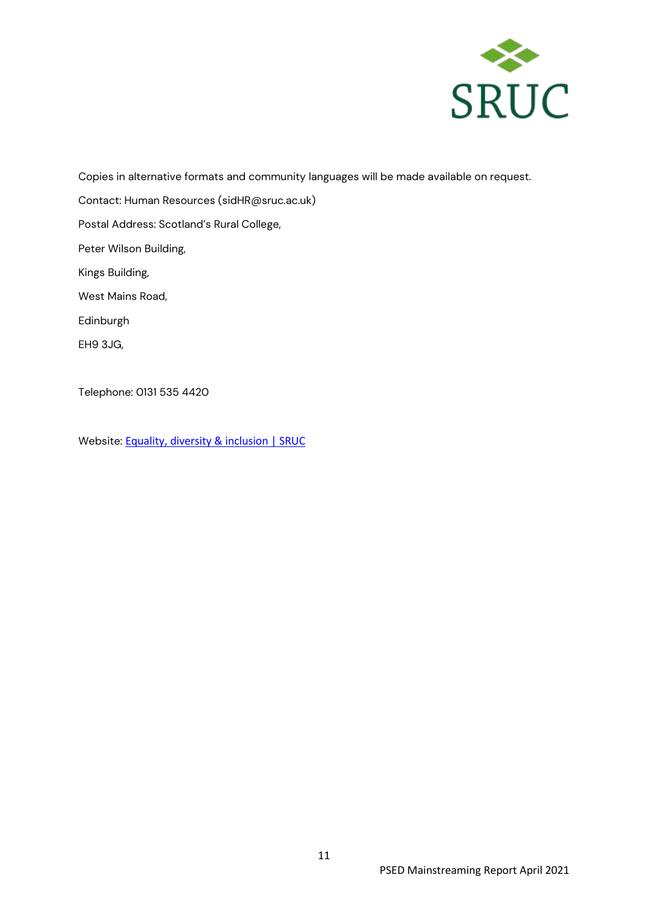Copies in alternative formats and community languages will be made available on request.

Contact: Human Resources (sidHR@sruc.ac.uk)

Postal Address: Scotland's Rural College,

Peter Wilson Building,

Kings Building,

West Mains Road,

Edinburgh

EH9 3JG,

Telephone: 0131 535 4420

Website: [Equality, diversity & inclusion | SRUC]